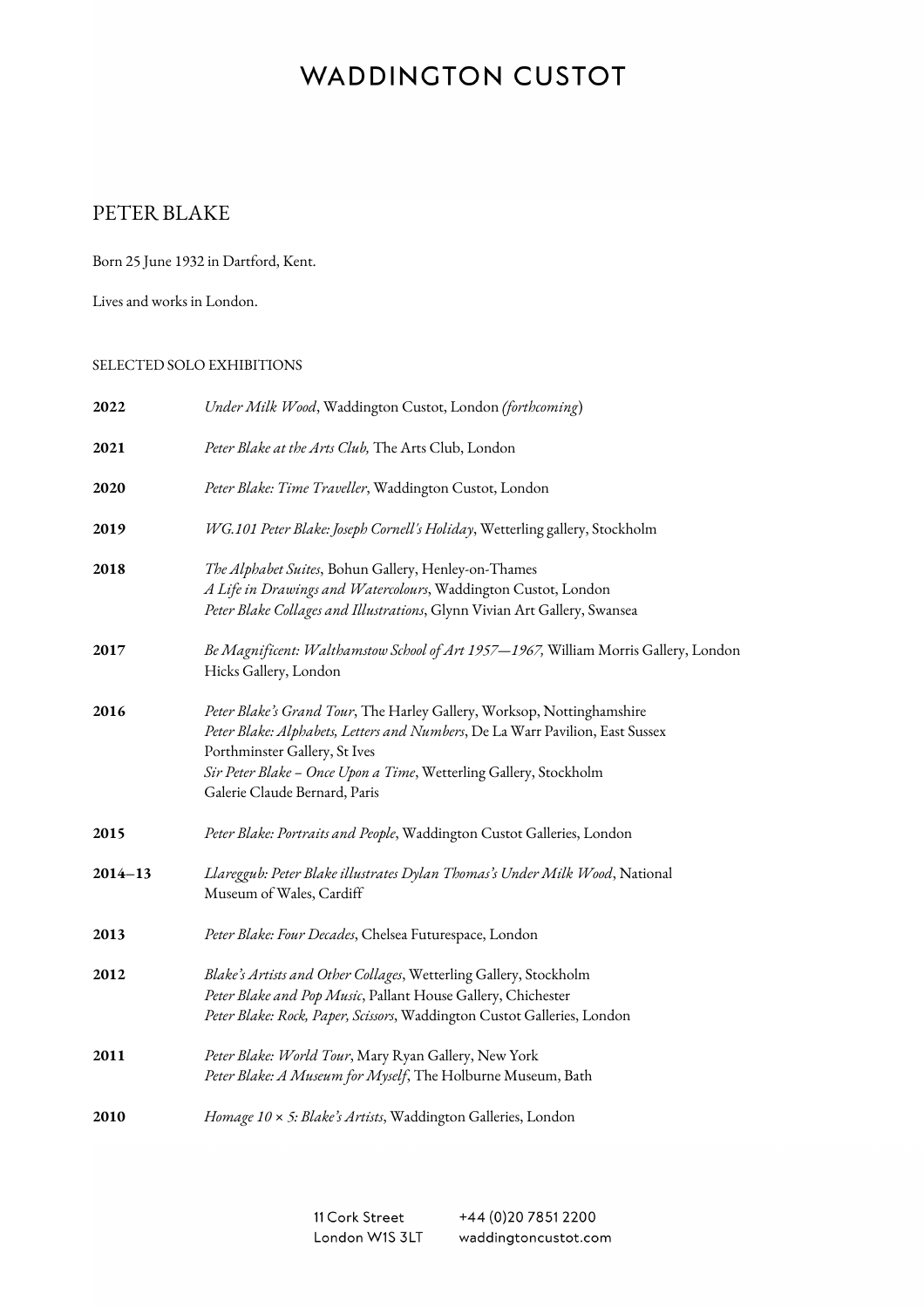# WADDINGTON CUSTOT

## PETER BLAKE

Born 25 June 1932 in Dartford, Kent.

Lives and works in London.

### SELECTED SOLO EXHIBITIONS

**2022** *Under Milk Wood*, Waddington Custot, London *(forthcoming)*

**2021** *Peter Blake at the Arts Club,* The Arts Club, London

**2020** *Peter Blake: Time Traveller*, Waddington Custot, London

**2019** *WG.101 Peter Blake: Joseph Cornell's Holiday*, Wetterling gallery, Stockholm

**2018**
*The Alphabet Suites*, Bohun Gallery, Henley-on-Thames
*A Life in Drawings and Watercolours*, Waddington Custot, London
*Peter Blake Collages and Illustrations*, Glynn Vivian Art Gallery, Swansea

**2017**
*Be Magnificent: Walthamstow School of Art 1957—1967,* William Morris Gallery, London
Hicks Gallery, London

**2016**
*Peter Blake's Grand Tour*, The Harley Gallery, Worksop, Nottinghamshire
*Peter Blake: Alphabets, Letters and Numbers*, De La Warr Pavilion, East Sussex
Porthminster Gallery, St Ives
*Sir Peter Blake – Once Upon a Time*, Wetterling Gallery, Stockholm
Galerie Claude Bernard, Paris

**2015** *Peter Blake: Portraits and People*, Waddington Custot Galleries, London

**2014–13** *Llareggub: Peter Blake illustrates Dylan Thomas's Under Milk Wood*, National Museum of Wales, Cardiff

**2013** *Peter Blake: Four Decades*, Chelsea Futurespace, London

**2012**
*Blake's Artists and Other Collages*, Wetterling Gallery, Stockholm
*Peter Blake and Pop Music*, Pallant House Gallery, Chichester
*Peter Blake: Rock, Paper, Scissors*, Waddington Custot Galleries, London

**2011**
*Peter Blake: World Tour*, Mary Ryan Gallery, New York
*Peter Blake: A Museum for Myself*, The Holburne Museum, Bath

**2010** *Homage 10 × 5: Blake's Artists*, Waddington Galleries, London

11 Cork Street
London W1S 3LT
+44 (0)20 7851 2200
waddingtoncustot.com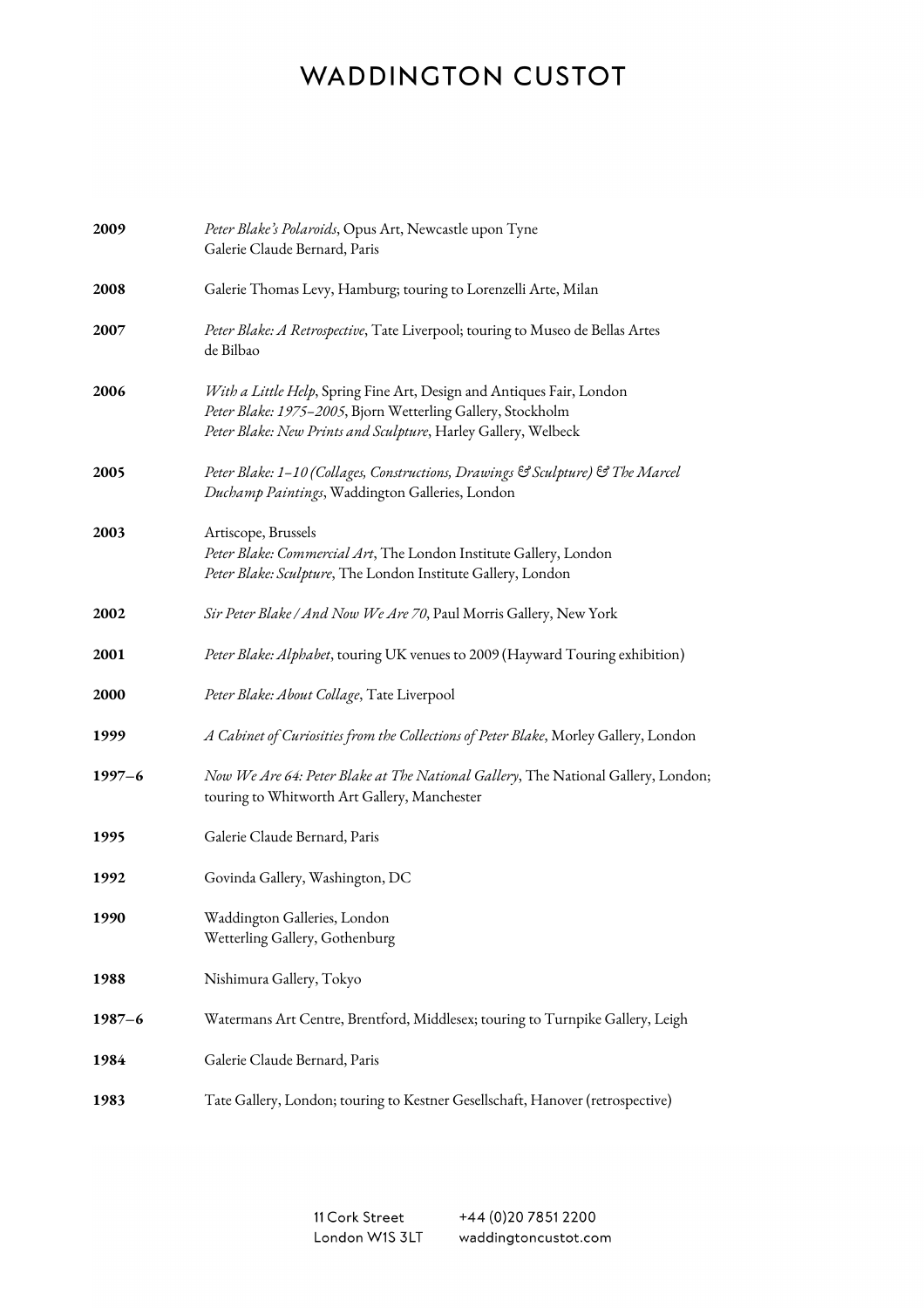| | |
|---|---|
| **2009** | *Peter Blake's Polaroids*, Opus Art, Newcastle upon Tyne<br>Galerie Claude Bernard, Paris |
| **2008** | Galerie Thomas Levy, Hamburg; touring to Lorenzelli Arte, Milan |
| **2007** | *Peter Blake: A Retrospective*, Tate Liverpool; touring to Museo de Bellas Artes de Bilbao |
| **2006** | *With a Little Help*, Spring Fine Art, Design and Antiques Fair, London<br>*Peter Blake: 1975–2005*, Bjorn Wetterling Gallery, Stockholm<br>*Peter Blake: New Prints and Sculpture*, Harley Gallery, Welbeck |
| **2005** | *Peter Blake: 1–10 (Collages, Constructions, Drawings & Sculpture) & The Marcel Duchamp Paintings*, Waddington Galleries, London |
| **2003** | Artiscope, Brussels<br>*Peter Blake: Commercial Art*, The London Institute Gallery, London<br>*Peter Blake: Sculpture*, The London Institute Gallery, London |
| **2002** | *Sir Peter Blake / And Now We Are 70*, Paul Morris Gallery, New York |
| **2001** | *Peter Blake: Alphabet*, touring UK venues to 2009 (Hayward Touring exhibition) |
| **2000** | *Peter Blake: About Collage*, Tate Liverpool |
| **1999** | *A Cabinet of Curiosities from the Collections of Peter Blake*, Morley Gallery, London |
| **1997–6** | *Now We Are 64: Peter Blake at The National Gallery*, The National Gallery, London; touring to Whitworth Art Gallery, Manchester |
| **1995** | Galerie Claude Bernard, Paris |
| **1992** | Govinda Gallery, Washington, DC |
| **1990** | Waddington Galleries, London<br>Wetterling Gallery, Gothenburg |
| **1988** | Nishimura Gallery, Tokyo |
| **1987–6** | Watermans Art Centre, Brentford, Middlesex; touring to Turnpike Gallery, Leigh |
| **1984** | Galerie Claude Bernard, Paris |
| **1983** | Tate Gallery, London; touring to Kestner Gesellschaft, Hanover (retrospective) |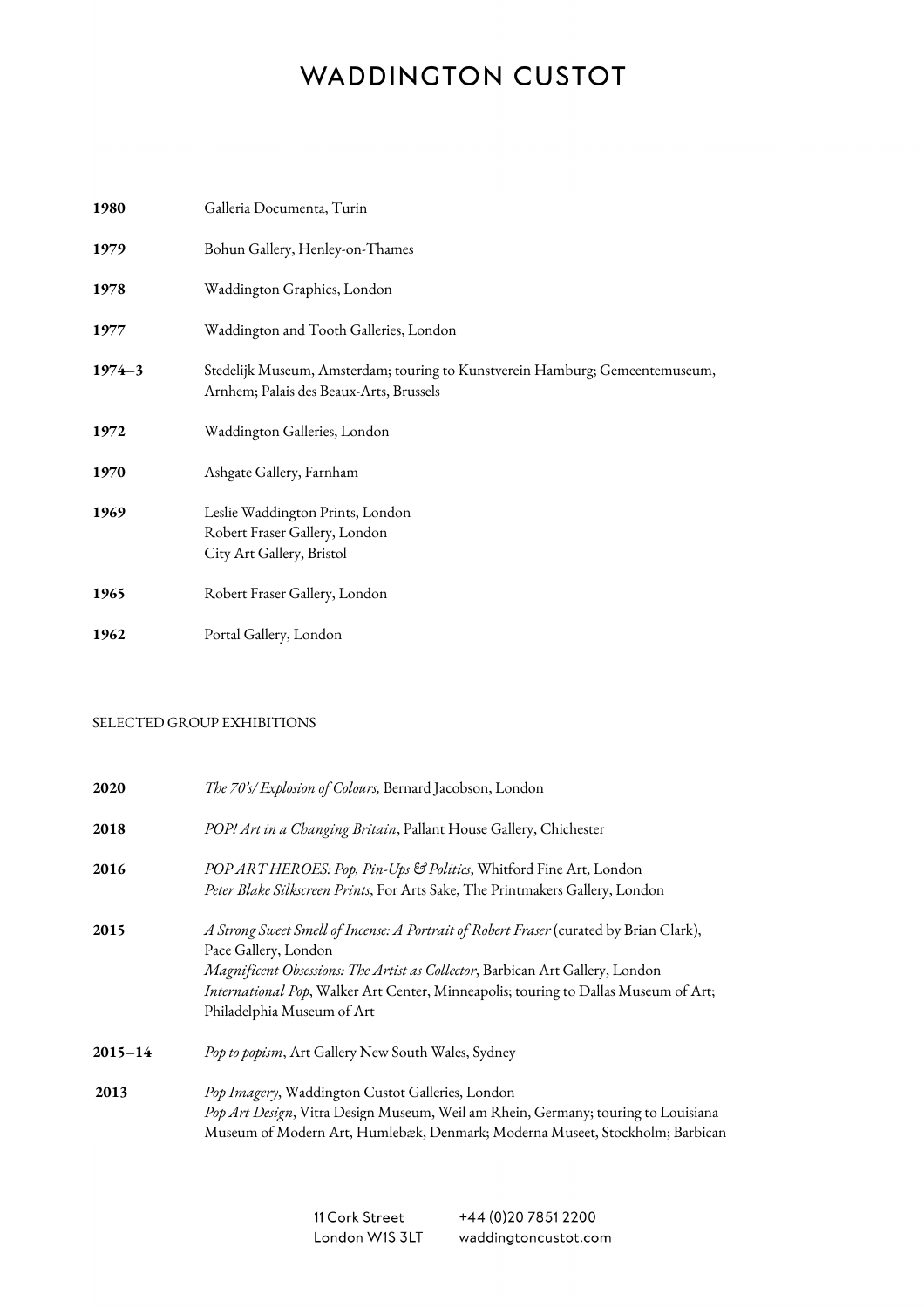**1980** Galleria Documenta, Turin

**1979** Bohun Gallery, Henley-on-Thames

**1978** Waddington Graphics, London

**1977** Waddington and Tooth Galleries, London

**1974–3** Stedelijk Museum, Amsterdam; touring to Kunstverein Hamburg; Gemeentemuseum, Arnhem; Palais des Beaux-Arts, Brussels

**1972** Waddington Galleries, London

**1970** Ashgate Gallery, Farnham

**1969** Leslie Waddington Prints, London
Robert Fraser Gallery, London
City Art Gallery, Bristol

**1965** Robert Fraser Gallery, London

**1962** Portal Gallery, London

SELECTED GROUP EXHIBITIONS

**2020** *The 70's/ Explosion of Colours,* Bernard Jacobson, London

**2018** *POP! Art in a Changing Britain*, Pallant House Gallery, Chichester

**2016** *POP ART HEROES: Pop, Pin-Ups & Politics*, Whitford Fine Art, London
*Peter Blake Silkscreen Prints*, For Arts Sake, The Printmakers Gallery, London

**2015** *A Strong Sweet Smell of Incense: A Portrait of Robert Fraser* (curated by Brian Clark), Pace Gallery, London
*Magnificent Obsessions: The Artist as Collector*, Barbican Art Gallery, London
*International Pop*, Walker Art Center, Minneapolis; touring to Dallas Museum of Art; Philadelphia Museum of Art

**2015–14** *Pop to popism*, Art Gallery New South Wales, Sydney

**2013** *Pop Imagery*, Waddington Custot Galleries, London
*Pop Art Design*, Vitra Design Museum, Weil am Rhein, Germany; touring to Louisiana Museum of Modern Art, Humlebæk, Denmark; Moderna Museet, Stockholm; Barbican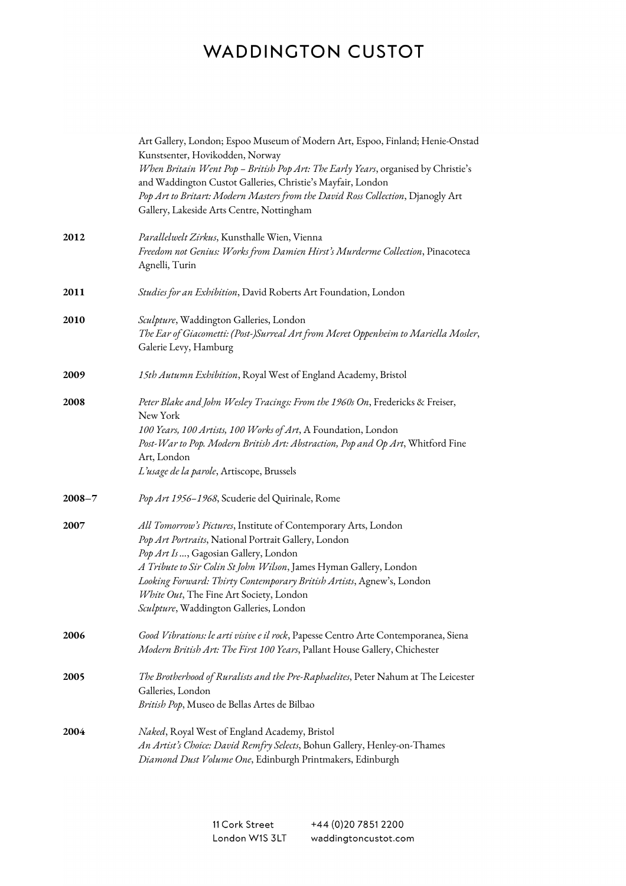Art Gallery, London; Espoo Museum of Modern Art, Espoo, Finland; Henie-Onstad Kunstsenter, Hovikodden, Norway
*When Britain Went Pop – British Pop Art: The Early Years*, organised by Christie's and Waddington Custot Galleries, Christie's Mayfair, London
*Pop Art to Britart: Modern Masters from the David Ross Collection*, Djanogly Art Gallery, Lakeside Arts Centre, Nottingham

**2012**
*Parallelwelt Zirkus*, Kunsthalle Wien, Vienna
*Freedom not Genius: Works from Damien Hirst's Murderme Collection*, Pinacoteca Agnelli, Turin

**2011**
*Studies for an Exhibition*, David Roberts Art Foundation, London

**2010**
*Sculpture*, Waddington Galleries, London
*The Ear of Giacometti: (Post-)Surreal Art from Meret Oppenheim to Mariella Mosler*, Galerie Levy, Hamburg

**2009**
*15th Autumn Exhibition*, Royal West of England Academy, Bristol

**2008**
*Peter Blake and John Wesley Tracings: From the 1960s On*, Fredericks & Freiser, New York
*100 Years, 100 Artists, 100 Works of Art*, A Foundation, London
*Post-War to Pop. Modern British Art: Abstraction, Pop and Op Art*, Whitford Fine Art, London
*L'usage de la parole*, Artiscope, Brussels

**2008–7**
*Pop Art 1956–1968*, Scuderie del Quirinale, Rome

**2007**
*All Tomorrow's Pictures*, Institute of Contemporary Arts, London
*Pop Art Portraits*, National Portrait Gallery, London
*Pop Art Is ...*, Gagosian Gallery, London
*A Tribute to Sir Colin St John Wilson*, James Hyman Gallery, London
*Looking Forward: Thirty Contemporary British Artists*, Agnew's, London
*White Out*, The Fine Art Society, London
*Sculpture*, Waddington Galleries, London

**2006**
*Good Vibrations: le arti visive e il rock*, Papesse Centro Arte Contemporanea, Siena
*Modern British Art: The First 100 Years*, Pallant House Gallery, Chichester

**2005**
*The Brotherhood of Ruralists and the Pre-Raphaelites*, Peter Nahum at The Leicester Galleries, London
*British Pop*, Museo de Bellas Artes de Bilbao

**2004**
*Naked*, Royal West of England Academy, Bristol
*An Artist's Choice: David Remfry Selects*, Bohun Gallery, Henley-on-Thames
*Diamond Dust Volume One*, Edinburgh Printmakers, Edinburgh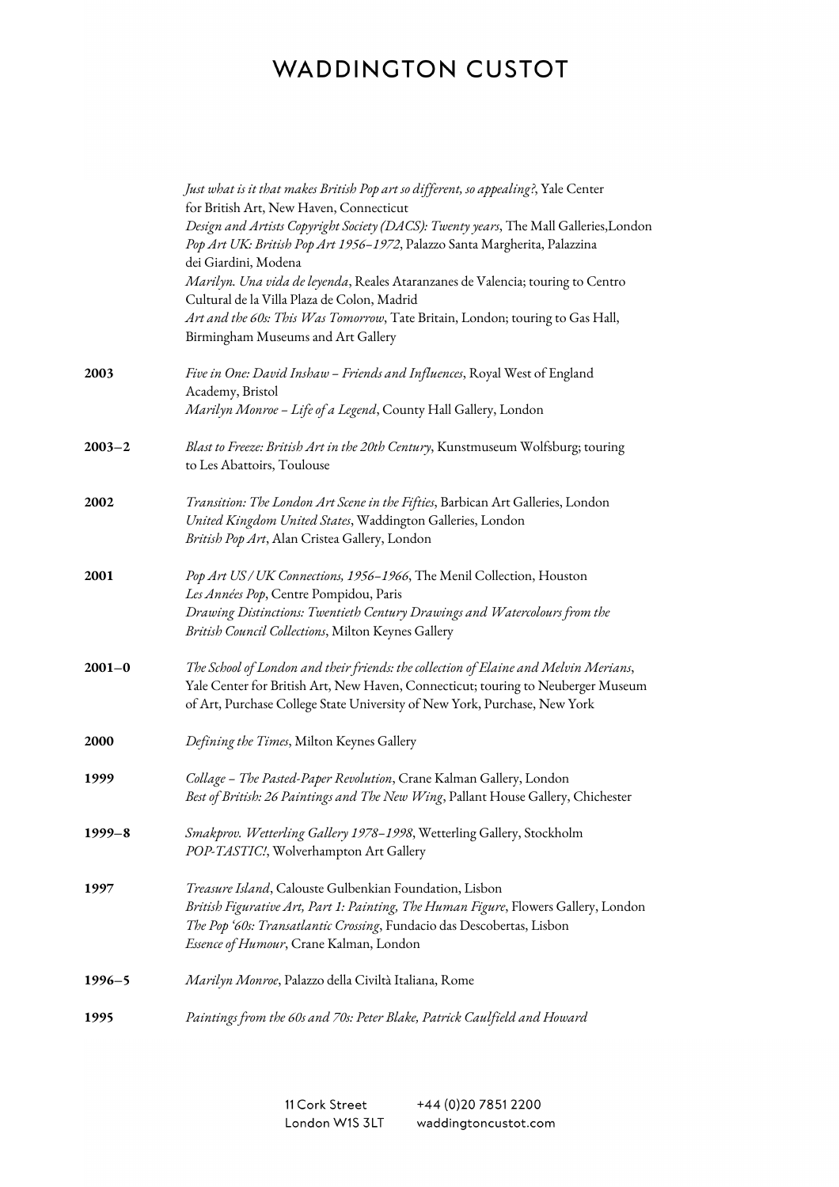*Just what is it that makes British Pop art so different, so appealing?*, Yale Center for British Art, New Haven, Connecticut
*Design and Artists Copyright Society (DACS): Twenty years*, The Mall Galleries,London
*Pop Art UK: British Pop Art 1956–1972*, Palazzo Santa Margherita, Palazzina dei Giardini, Modena
*Marilyn. Una vida de leyenda*, Reales Ataranzanes de Valencia; touring to Centro Cultural de la Villa Plaza de Colon, Madrid
*Art and the 60s: This Was Tomorrow*, Tate Britain, London; touring to Gas Hall, Birmingham Museums and Art Gallery

**2003**
*Five in One: David Inshaw – Friends and Influences*, Royal West of England Academy, Bristol
*Marilyn Monroe – Life of a Legend*, County Hall Gallery, London

**2003–2**
*Blast to Freeze: British Art in the 20th Century*, Kunstmuseum Wolfsburg; touring to Les Abattoirs, Toulouse

**2002**
*Transition: The London Art Scene in the Fifties*, Barbican Art Galleries, London
*United Kingdom United States*, Waddington Galleries, London
*British Pop Art*, Alan Cristea Gallery, London

**2001**
*Pop Art US / UK Connections, 1956–1966*, The Menil Collection, Houston
*Les Années Pop*, Centre Pompidou, Paris
*Drawing Distinctions: Twentieth Century Drawings and Watercolours from the British Council Collections*, Milton Keynes Gallery

**2001–0**
*The School of London and their friends: the collection of Elaine and Melvin Merians*, Yale Center for British Art, New Haven, Connecticut; touring to Neuberger Museum of Art, Purchase College State University of New York, Purchase, New York

**2000**
*Defining the Times*, Milton Keynes Gallery

**1999**
*Collage – The Pasted-Paper Revolution*, Crane Kalman Gallery, London
*Best of British: 26 Paintings and The New Wing*, Pallant House Gallery, Chichester

**1999–8**
*Smakprov. Wetterling Gallery 1978–1998*, Wetterling Gallery, Stockholm
*POP-TASTIC!*, Wolverhampton Art Gallery

**1997**
*Treasure Island*, Calouste Gulbenkian Foundation, Lisbon
*British Figurative Art, Part 1: Painting, The Human Figure*, Flowers Gallery, London
*The Pop '60s: Transatlantic Crossing*, Fundacio das Descobertas, Lisbon
*Essence of Humour*, Crane Kalman, London

**1996–5**
*Marilyn Monroe*, Palazzo della Civiltà Italiana, Rome

**1995**
*Paintings from the 60s and 70s: Peter Blake, Patrick Caulfield and Howard*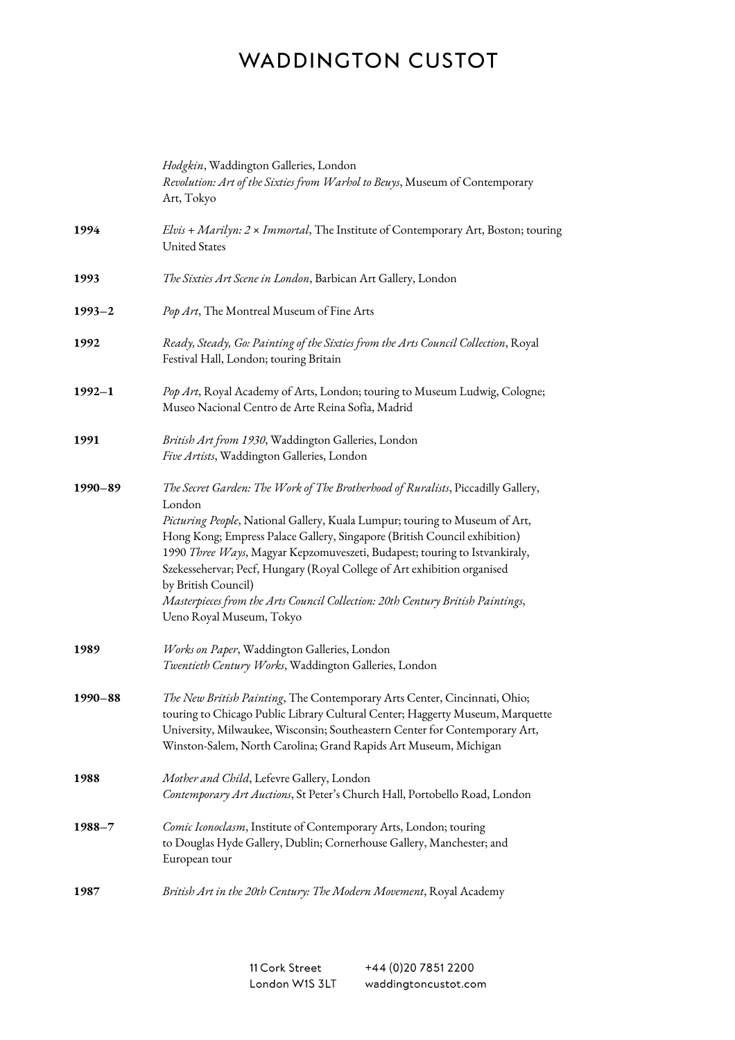*Hodgkin*, Waddington Galleries, London
*Revolution: Art of the Sixties from Warhol to Beuys*, Museum of Contemporary Art, Tokyo

**1994** *Elvis + Marilyn: 2 × Immortal*, The Institute of Contemporary Art, Boston; touring United States

**1993** *The Sixties Art Scene in London*, Barbican Art Gallery, London

**1993–2** *Pop Art*, The Montreal Museum of Fine Arts

**1992** *Ready, Steady, Go: Painting of the Sixties from the Arts Council Collection*, Royal Festival Hall, London; touring Britain

**1992–1** *Pop Art*, Royal Academy of Arts, London; touring to Museum Ludwig, Cologne; Museo Nacional Centro de Arte Reina Sofia, Madrid

**1991** *British Art from 1930*, Waddington Galleries, London
*Five Artists*, Waddington Galleries, London

**1990–89** *The Secret Garden: The Work of The Brotherhood of Ruralists*, Piccadilly Gallery, London
*Picturing People*, National Gallery, Kuala Lumpur; touring to Museum of Art, Hong Kong; Empress Palace Gallery, Singapore (British Council exhibition)
1990 *Three Ways*, Magyar Kepzomuveszeti, Budapest; touring to Istvankiraly, Szekessehervar; Pecf, Hungary (Royal College of Art exhibition organised by British Council)
*Masterpieces from the Arts Council Collection: 20th Century British Paintings*, Ueno Royal Museum, Tokyo

**1989** *Works on Paper*, Waddington Galleries, London
*Twentieth Century Works*, Waddington Galleries, London

**1990–88** *The New British Painting*, The Contemporary Arts Center, Cincinnati, Ohio; touring to Chicago Public Library Cultural Center; Haggerty Museum, Marquette University, Milwaukee, Wisconsin; Southeastern Center for Contemporary Art, Winston-Salem, North Carolina; Grand Rapids Art Museum, Michigan

**1988** *Mother and Child*, Lefevre Gallery, London
*Contemporary Art Auctions*, St Peter's Church Hall, Portobello Road, London

**1988–7** *Comic Iconoclasm*, Institute of Contemporary Arts, London; touring to Douglas Hyde Gallery, Dublin; Cornerhouse Gallery, Manchester; and European tour

**1987** *British Art in the 20th Century: The Modern Movement*, Royal Academy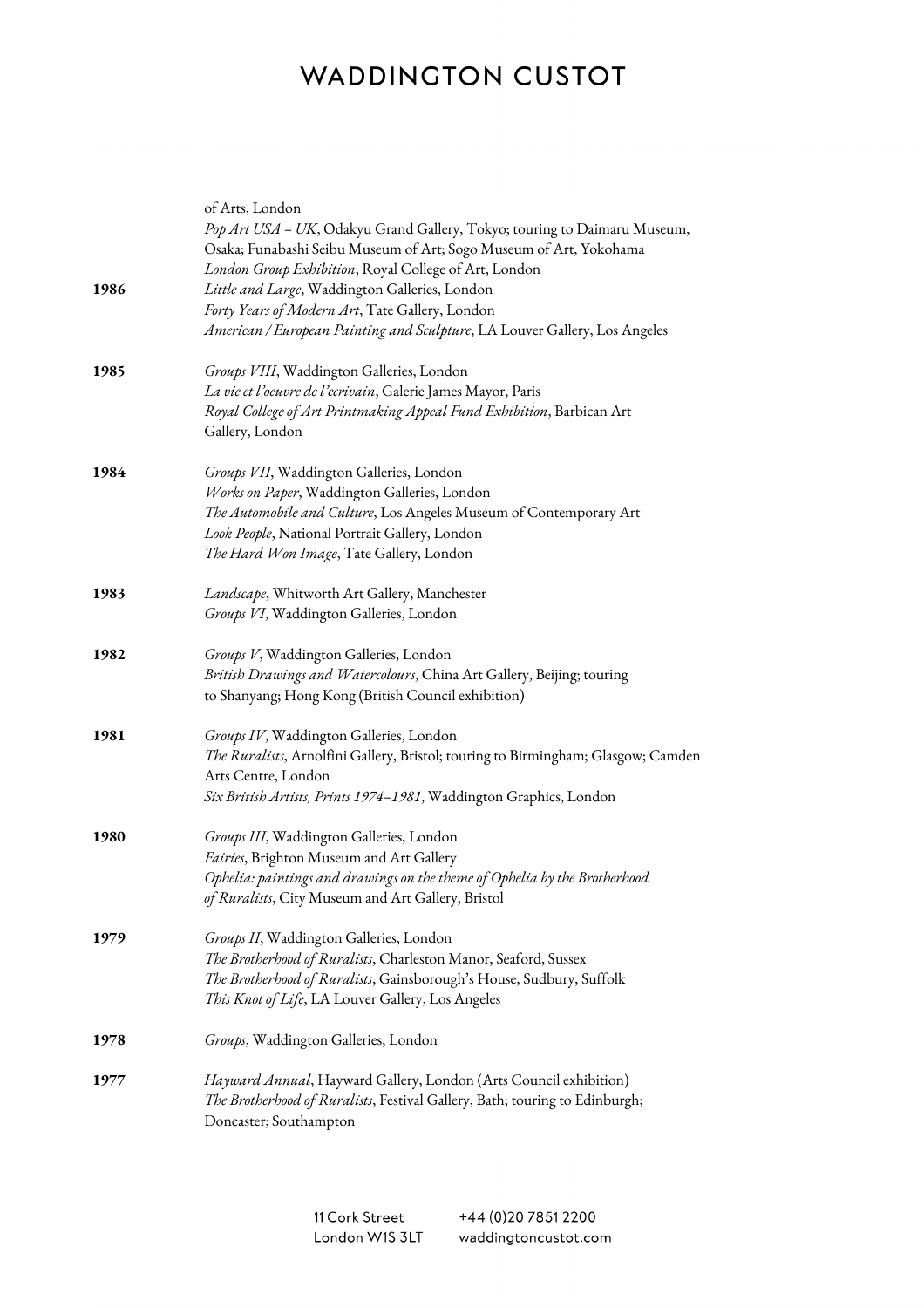of Arts, London
*Pop Art USA – UK*, Odakyu Grand Gallery, Tokyo; touring to Daimaru Museum, Osaka; Funabashi Seibu Museum of Art; Sogo Museum of Art, Yokohama
*London Group Exhibition*, Royal College of Art, London

**1986**
*Little and Large*, Waddington Galleries, London
*Forty Years of Modern Art*, Tate Gallery, London
*American / European Painting and Sculpture*, LA Louver Gallery, Los Angeles

**1985**
*Groups VIII*, Waddington Galleries, London
*La vie et l'oeuvre de l'ecrivain*, Galerie James Mayor, Paris
*Royal College of Art Printmaking Appeal Fund Exhibition*, Barbican Art Gallery, London

**1984**
*Groups VII*, Waddington Galleries, London
*Works on Paper*, Waddington Galleries, London
*The Automobile and Culture*, Los Angeles Museum of Contemporary Art
*Look People*, National Portrait Gallery, London
*The Hard Won Image*, Tate Gallery, London

**1983**
*Landscape*, Whitworth Art Gallery, Manchester
*Groups VI*, Waddington Galleries, London

**1982**
*Groups V*, Waddington Galleries, London
*British Drawings and Watercolours*, China Art Gallery, Beijing; touring to Shanyang; Hong Kong (British Council exhibition)

**1981**
*Groups IV*, Waddington Galleries, London
*The Ruralists*, Arnolfini Gallery, Bristol; touring to Birmingham; Glasgow; Camden Arts Centre, London
*Six British Artists, Prints 1974–1981*, Waddington Graphics, London

**1980**
*Groups III*, Waddington Galleries, London
*Fairies*, Brighton Museum and Art Gallery
*Ophelia: paintings and drawings on the theme of Ophelia by the Brotherhood of Ruralists*, City Museum and Art Gallery, Bristol

**1979**
*Groups II*, Waddington Galleries, London
*The Brotherhood of Ruralists*, Charleston Manor, Seaford, Sussex
*The Brotherhood of Ruralists*, Gainsborough's House, Sudbury, Suffolk
*This Knot of Life*, LA Louver Gallery, Los Angeles

**1978**
*Groups*, Waddington Galleries, London

**1977**
*Hayward Annual*, Hayward Gallery, London (Arts Council exhibition)
*The Brotherhood of Ruralists*, Festival Gallery, Bath; touring to Edinburgh; Doncaster; Southampton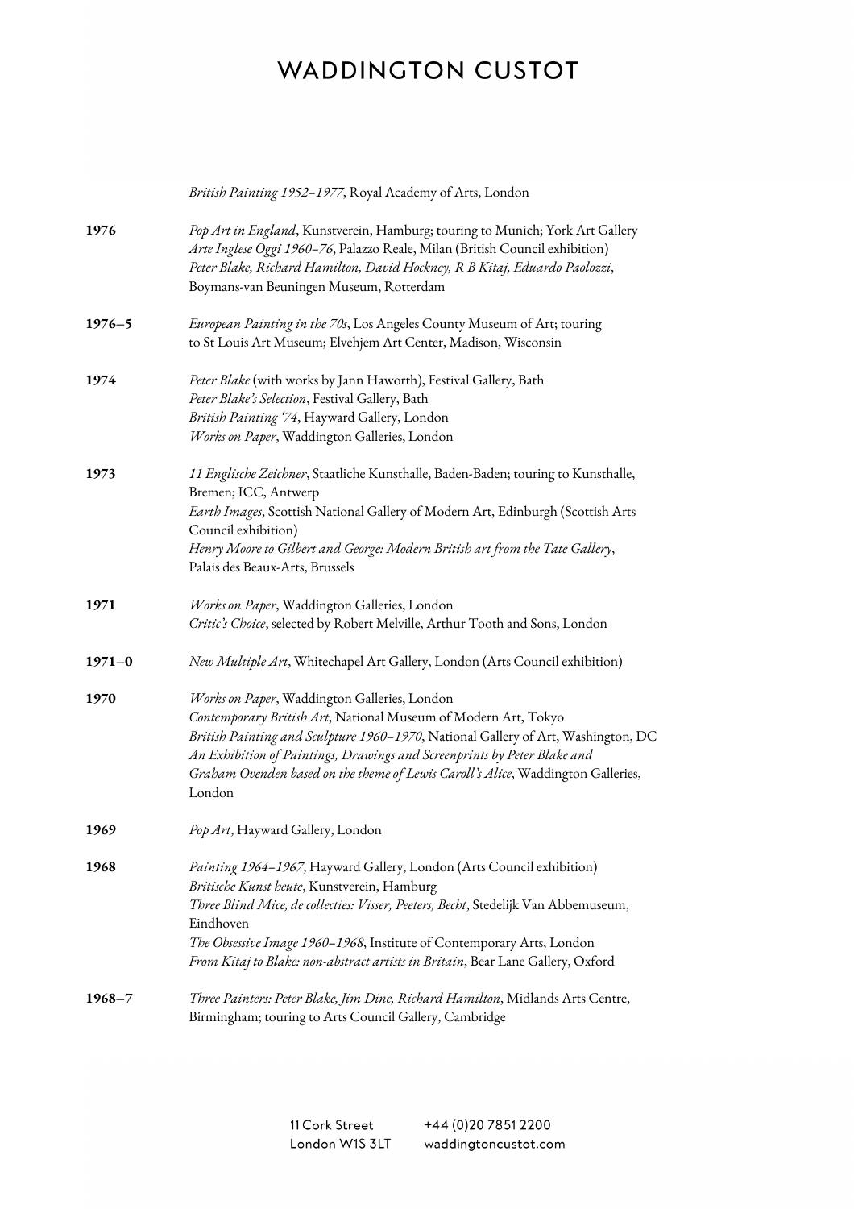*British Painting 1952–1977*, Royal Academy of Arts, London

**1976**

*Pop Art in England*, Kunstverein, Hamburg; touring to Munich; York Art Gallery
*Arte Inglese Oggi 1960–76*, Palazzo Reale, Milan (British Council exhibition)
*Peter Blake, Richard Hamilton, David Hockney, R B Kitaj, Eduardo Paolozzi*, Boymans-van Beuningen Museum, Rotterdam

**1976–5**

*European Painting in the 70s*, Los Angeles County Museum of Art; touring to St Louis Art Museum; Elvehjem Art Center, Madison, Wisconsin

**1974**

*Peter Blake* (with works by Jann Haworth), Festival Gallery, Bath
*Peter Blake's Selection*, Festival Gallery, Bath
*British Painting '74*, Hayward Gallery, London
*Works on Paper*, Waddington Galleries, London

**1973**

*11 Englische Zeichner*, Staatliche Kunsthalle, Baden-Baden; touring to Kunsthalle, Bremen; ICC, Antwerp
*Earth Images*, Scottish National Gallery of Modern Art, Edinburgh (Scottish Arts Council exhibition)
*Henry Moore to Gilbert and George: Modern British art from the Tate Gallery*, Palais des Beaux-Arts, Brussels

**1971**

*Works on Paper*, Waddington Galleries, London
*Critic's Choice*, selected by Robert Melville, Arthur Tooth and Sons, London

**1971–0**

*New Multiple Art*, Whitechapel Art Gallery, London (Arts Council exhibition)

**1970**

*Works on Paper*, Waddington Galleries, London
*Contemporary British Art*, National Museum of Modern Art, Tokyo
*British Painting and Sculpture 1960–1970*, National Gallery of Art, Washington, DC
*An Exhibition of Paintings, Drawings and Screenprints by Peter Blake and Graham Ovenden based on the theme of Lewis Caroll's Alice*, Waddington Galleries, London

**1969**

*Pop Art*, Hayward Gallery, London

**1968**

*Painting 1964–1967*, Hayward Gallery, London (Arts Council exhibition)
*Britische Kunst heute*, Kunstverein, Hamburg
*Three Blind Mice, de collecties: Visser, Peeters, Becht*, Stedelijk Van Abbemuseum, Eindhoven
*The Obsessive Image 1960–1968*, Institute of Contemporary Arts, London
*From Kitaj to Blake: non-abstract artists in Britain*, Bear Lane Gallery, Oxford

**1968–7**

*Three Painters: Peter Blake, Jim Dine, Richard Hamilton*, Midlands Arts Centre, Birmingham; touring to Arts Council Gallery, Cambridge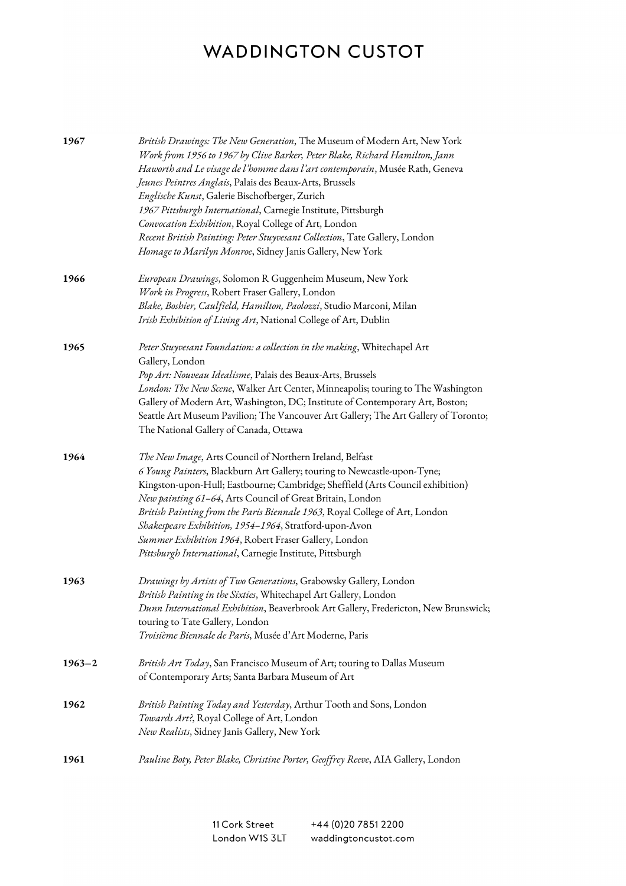**1967**

*British Drawings: The New Generation*, The Museum of Modern Art, New York
*Work from 1956 to 1967 by Clive Barker, Peter Blake, Richard Hamilton, Jann Haworth and Le visage de l'homme dans l'art contemporain*, Musée Rath, Geneva
*Jeunes Peintres Anglais*, Palais des Beaux-Arts, Brussels
*Englische Kunst*, Galerie Bischofberger, Zurich
*1967 Pittsburgh International*, Carnegie Institute, Pittsburgh
*Convocation Exhibition*, Royal College of Art, London
*Recent British Painting: Peter Stuyvesant Collection*, Tate Gallery, London
*Homage to Marilyn Monroe*, Sidney Janis Gallery, New York

**1966**

*European Drawings*, Solomon R Guggenheim Museum, New York
*Work in Progress*, Robert Fraser Gallery, London
*Blake, Boshier, Caulfield, Hamilton, Paolozzi*, Studio Marconi, Milan
*Irish Exhibition of Living Art*, National College of Art, Dublin

**1965**

*Peter Stuyvesant Foundation: a collection in the making*, Whitechapel Art Gallery, London
*Pop Art: Nouveau Idealisme*, Palais des Beaux-Arts, Brussels
*London: The New Scene*, Walker Art Center, Minneapolis; touring to The Washington Gallery of Modern Art, Washington, DC; Institute of Contemporary Art, Boston; Seattle Art Museum Pavilion; The Vancouver Art Gallery; The Art Gallery of Toronto; The National Gallery of Canada, Ottawa

**1964**

*The New Image*, Arts Council of Northern Ireland, Belfast
*6 Young Painters*, Blackburn Art Gallery; touring to Newcastle-upon-Tyne; Kingston-upon-Hull; Eastbourne; Cambridge; Sheffield (Arts Council exhibition)
*New painting 61–64*, Arts Council of Great Britain, London
*British Painting from the Paris Biennale 1963*, Royal College of Art, London
*Shakespeare Exhibition, 1954–1964*, Stratford-upon-Avon
*Summer Exhibition 1964*, Robert Fraser Gallery, London
*Pittsburgh International*, Carnegie Institute, Pittsburgh

**1963**

*Drawings by Artists of Two Generations*, Grabowsky Gallery, London
*British Painting in the Sixties*, Whitechapel Art Gallery, London
*Dunn International Exhibition*, Beaverbrook Art Gallery, Fredericton, New Brunswick; touring to Tate Gallery, London
*Troisième Biennale de Paris*, Musée d'Art Moderne, Paris

**1963–2**

*British Art Today*, San Francisco Museum of Art; touring to Dallas Museum of Contemporary Arts; Santa Barbara Museum of Art

**1962**

*British Painting Today and Yesterday*, Arthur Tooth and Sons, London
*Towards Art?*, Royal College of Art, London
*New Realists*, Sidney Janis Gallery, New York

**1961**

*Pauline Boty, Peter Blake, Christine Porter, Geoffrey Reeve*, AIA Gallery, London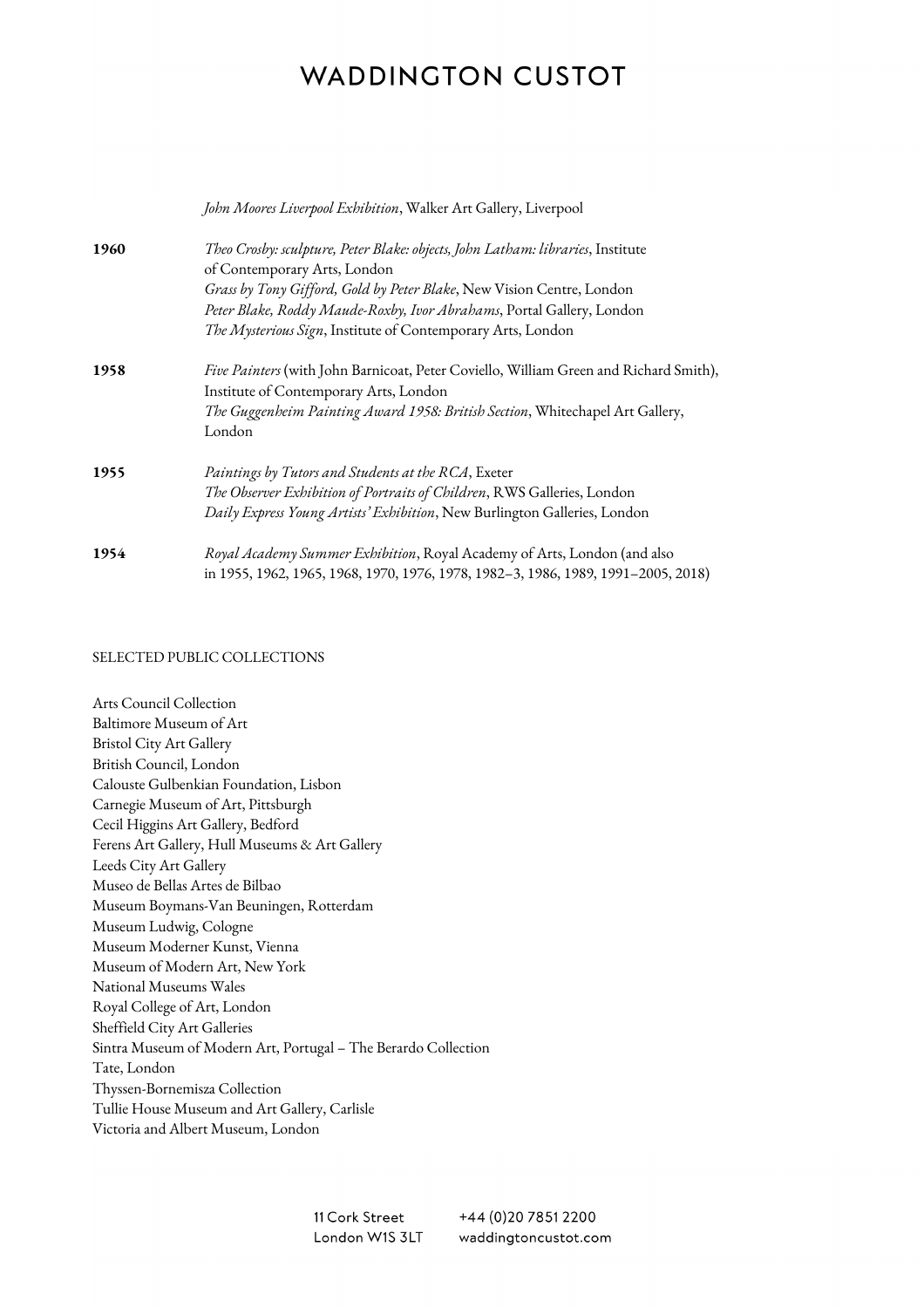*John Moores Liverpool Exhibition*, Walker Art Gallery, Liverpool

**1960**
*Theo Crosby: sculpture, Peter Blake: objects, John Latham: libraries*, Institute of Contemporary Arts, London
*Grass by Tony Gifford, Gold by Peter Blake*, New Vision Centre, London
*Peter Blake, Roddy Maude-Roxby, Ivor Abrahams*, Portal Gallery, London
*The Mysterious Sign*, Institute of Contemporary Arts, London

**1958**
*Five Painters* (with John Barnicoat, Peter Coviello, William Green and Richard Smith), Institute of Contemporary Arts, London
*The Guggenheim Painting Award 1958: British Section*, Whitechapel Art Gallery, London

**1955**
*Paintings by Tutors and Students at the RCA*, Exeter
*The Observer Exhibition of Portraits of Children*, RWS Galleries, London
*Daily Express Young Artists' Exhibition*, New Burlington Galleries, London

**1954**
*Royal Academy Summer Exhibition*, Royal Academy of Arts, London (and also in 1955, 1962, 1965, 1968, 1970, 1976, 1978, 1982–3, 1986, 1989, 1991–2005, 2018)

SELECTED PUBLIC COLLECTIONS

Arts Council Collection
Baltimore Museum of Art
Bristol City Art Gallery
British Council, London
Calouste Gulbenkian Foundation, Lisbon
Carnegie Museum of Art, Pittsburgh
Cecil Higgins Art Gallery, Bedford
Ferens Art Gallery, Hull Museums & Art Gallery
Leeds City Art Gallery
Museo de Bellas Artes de Bilbao
Museum Boymans-Van Beuningen, Rotterdam
Museum Ludwig, Cologne
Museum Moderner Kunst, Vienna
Museum of Modern Art, New York
National Museums Wales
Royal College of Art, London
Sheffield City Art Galleries
Sintra Museum of Modern Art, Portugal – The Berardo Collection
Tate, London
Thyssen-Bornemisza Collection
Tullie House Museum and Art Gallery, Carlisle
Victoria and Albert Museum, London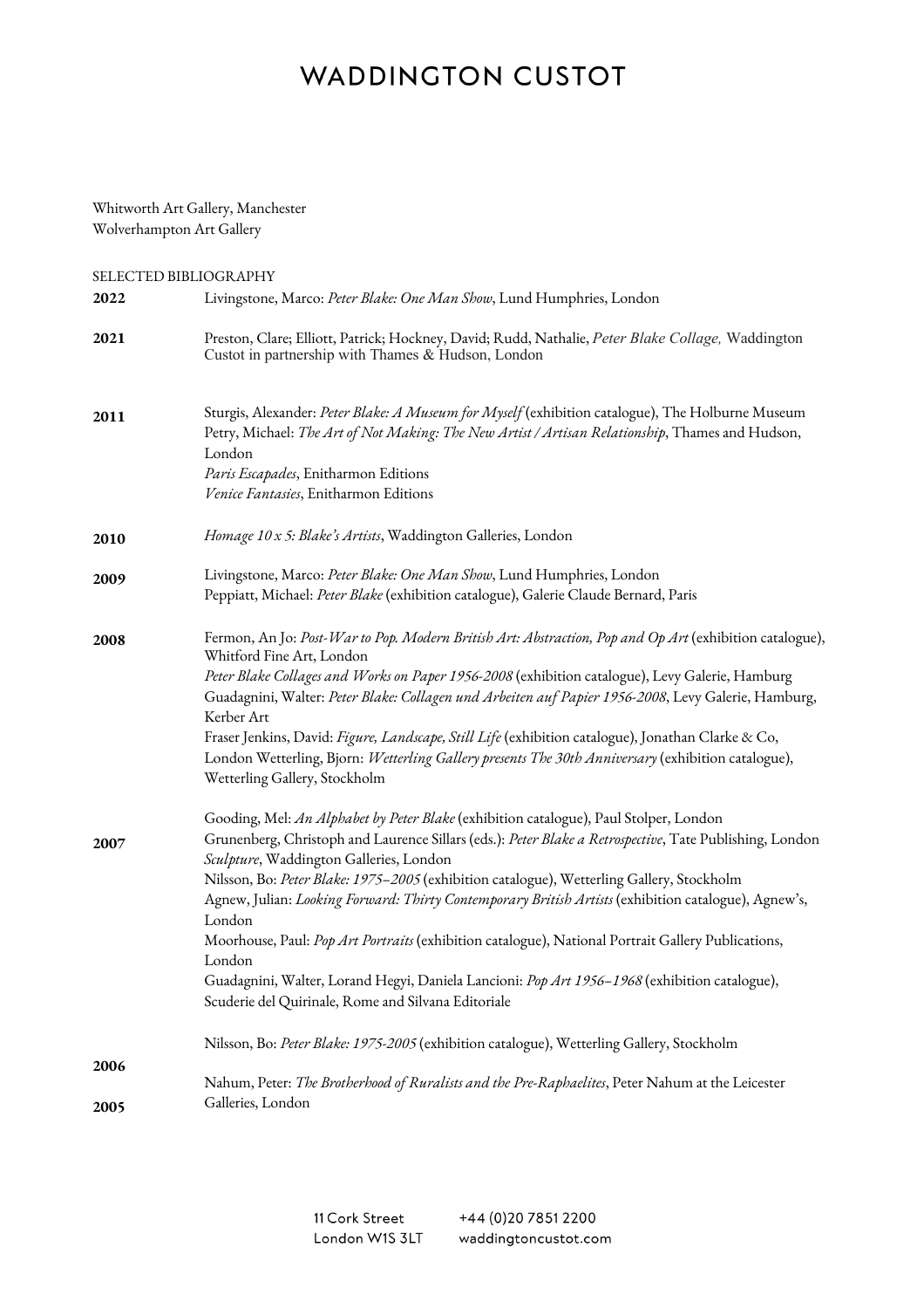Whitworth Art Gallery, Manchester
Wolverhampton Art Gallery

SELECTED BIBLIOGRAPHY

**2022**
Livingstone, Marco: *Peter Blake: One Man Show*, Lund Humphries, London

**2021**
Preston, Clare; Elliott, Patrick; Hockney, David; Rudd, Nathalie, *Peter Blake Collage,* Waddington Custot in partnership with Thames & Hudson, London

**2011**
Sturgis, Alexander: *Peter Blake: A Museum for Myself* (exhibition catalogue), The Holburne Museum
Petry, Michael: *The Art of Not Making: The New Artist / Artisan Relationship*, Thames and Hudson, London
*Paris Escapades*, Enitharmon Editions
*Venice Fantasies*, Enitharmon Editions

**2010**
*Homage 10 x 5: Blake's Artists*, Waddington Galleries, London

**2009**
Livingstone, Marco: *Peter Blake: One Man Show*, Lund Humphries, London
Peppiatt, Michael: *Peter Blake* (exhibition catalogue), Galerie Claude Bernard, Paris

**2008**
Fermon, An Jo: *Post-War to Pop. Modern British Art: Abstraction, Pop and Op Art* (exhibition catalogue), Whitford Fine Art, London
*Peter Blake Collages and Works on Paper 1956-2008* (exhibition catalogue), Levy Galerie, Hamburg
Guadagnini, Walter: *Peter Blake: Collagen und Arbeiten auf Papier 1956-2008*, Levy Galerie, Hamburg, Kerber Art
Fraser Jenkins, David: *Figure, Landscape, Still Life* (exhibition catalogue), Jonathan Clarke & Co, London Wetterling, Bjorn: *Wetterling Gallery presents The 30th Anniversary* (exhibition catalogue), Wetterling Gallery, Stockholm

**2007**
Gooding, Mel: *An Alphabet by Peter Blake* (exhibition catalogue), Paul Stolper, London
Grunenberg, Christoph and Laurence Sillars (eds.): *Peter Blake a Retrospective*, Tate Publishing, London
*Sculpture*, Waddington Galleries, London
Nilsson, Bo: *Peter Blake: 1975–2005* (exhibition catalogue), Wetterling Gallery, Stockholm
Agnew, Julian: *Looking Forward: Thirty Contemporary British Artists* (exhibition catalogue), Agnew's, London
Moorhouse, Paul: *Pop Art Portraits* (exhibition catalogue), National Portrait Gallery Publications, London
Guadagnini, Walter, Lorand Hegyi, Daniela Lancioni: *Pop Art 1956–1968* (exhibition catalogue), Scuderie del Quirinale, Rome and Silvana Editoriale

**2006**
Nilsson, Bo: *Peter Blake: 1975-2005* (exhibition catalogue), Wetterling Gallery, Stockholm

**2005**
Nahum, Peter: *The Brotherhood of Ruralists and the Pre-Raphaelites*, Peter Nahum at the Leicester Galleries, London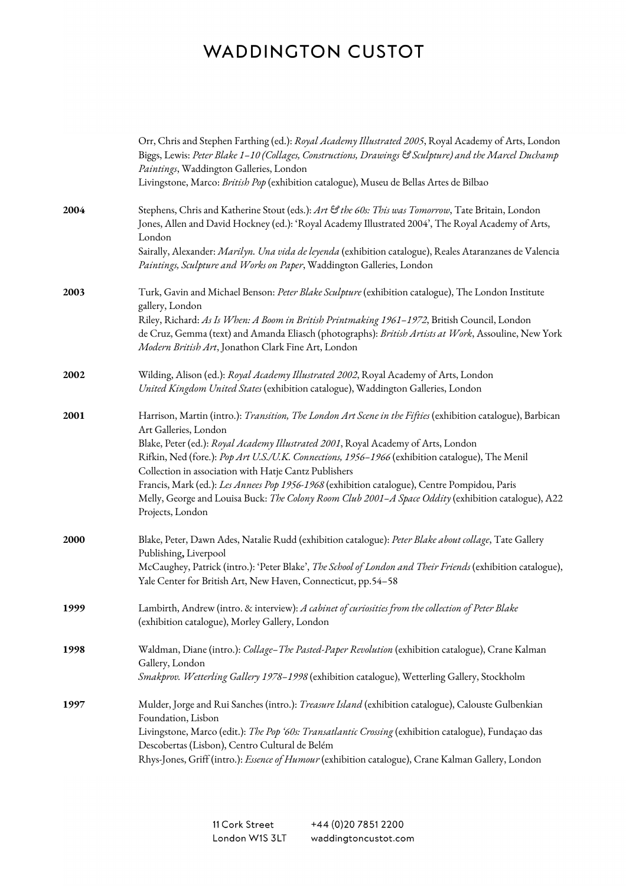Orr, Chris and Stephen Farthing (ed.): *Royal Academy Illustrated 2005*, Royal Academy of Arts, London
Biggs, Lewis: *Peter Blake 1–10 (Collages, Constructions, Drawings & Sculpture) and the Marcel Duchamp Paintings*, Waddington Galleries, London
Livingstone, Marco: *British Pop* (exhibition catalogue), Museu de Bellas Artes de Bilbao

**2004**

Stephens, Chris and Katherine Stout (eds.): *Art & the 60s: This was Tomorrow*, Tate Britain, London
Jones, Allen and David Hockney (ed.): 'Royal Academy Illustrated 2004', The Royal Academy of Arts, London
Sairally, Alexander: *Marilyn. Una vida de leyenda* (exhibition catalogue), Reales Ataranzanes de Valencia
*Paintings, Sculpture and Works on Paper*, Waddington Galleries, London

**2003**

Turk, Gavin and Michael Benson: *Peter Blake Sculpture* (exhibition catalogue), The London Institute gallery, London
Riley, Richard: *As Is When: A Boom in British Printmaking 1961–1972*, British Council, London
de Cruz, Gemma (text) and Amanda Eliasch (photographs): *British Artists at Work*, Assouline, New York
*Modern British Art*, Jonathon Clark Fine Art, London

**2002**

Wilding, Alison (ed.): *Royal Academy Illustrated 2002*, Royal Academy of Arts, London
*United Kingdom United States* (exhibition catalogue), Waddington Galleries, London

**2001**

Harrison, Martin (intro.): *Transition, The London Art Scene in the Fifties* (exhibition catalogue), Barbican Art Galleries, London
Blake, Peter (ed.): *Royal Academy Illustrated 2001*, Royal Academy of Arts, London
Rifkin, Ned (fore.): *Pop Art U.S./U.K. Connections, 1956–1966* (exhibition catalogue), The Menil Collection in association with Hatje Cantz Publishers
Francis, Mark (ed.): *Les Annees Pop 1956-1968* (exhibition catalogue), Centre Pompidou, Paris
Melly, George and Louisa Buck: *The Colony Room Club 2001–A Space Oddity* (exhibition catalogue), A22 Projects, London

**2000**

Blake, Peter, Dawn Ades, Natalie Rudd (exhibition catalogue): *Peter Blake about collage*, Tate Gallery Publishing**,** Liverpool
McCaughey, Patrick (intro.): 'Peter Blake', *The School of London and Their Friends* (exhibition catalogue), Yale Center for British Art, New Haven, Connecticut, pp.54–58

**1999**

Lambirth, Andrew (intro. & interview): *A cabinet of curiosities from the collection of Peter Blake* (exhibition catalogue), Morley Gallery, London

**1998**

Waldman, Diane (intro.): *Collage–The Pasted-Paper Revolution* (exhibition catalogue), Crane Kalman Gallery, London
*Smakprov. Wetterling Gallery 1978–1998* (exhibition catalogue), Wetterling Gallery, Stockholm

**1997**

Mulder, Jorge and Rui Sanches (intro.): *Treasure Island* (exhibition catalogue), Calouste Gulbenkian Foundation, Lisbon
Livingstone, Marco (edit.): *The Pop '60s: Transatlantic Crossing* (exhibition catalogue), Fundaçao das Descobertas (Lisbon), Centro Cultural de Belém
Rhys-Jones, Griff (intro.): *Essence of Humour* (exhibition catalogue), Crane Kalman Gallery, London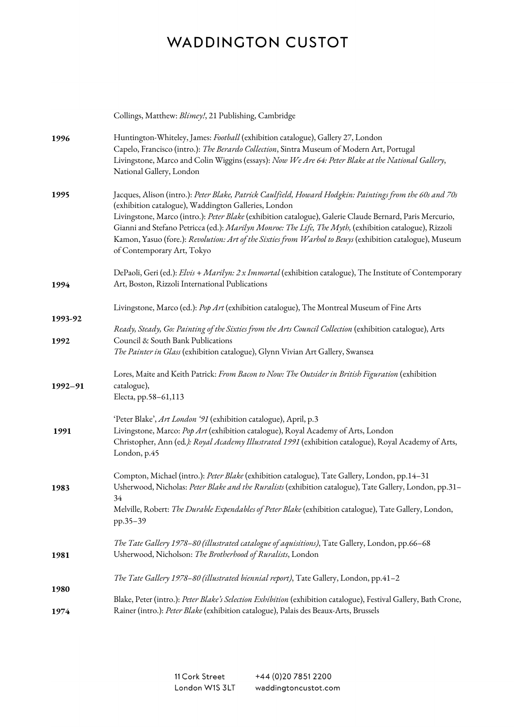Collings, Matthew: *Blimey!*, 21 Publishing, Cambridge

**1996**

Huntington-Whiteley, James: *Football* (exhibition catalogue), Gallery 27, London
Capelo, Francisco (intro.): *The Berardo Collection*, Sintra Museum of Modern Art, Portugal
Livingstone, Marco and Colin Wiggins (essays): *Now We Are 64: Peter Blake at the National Gallery*, National Gallery, London

**1995**

Jacques, Alison (intro.): *Peter Blake, Patrick Caulfield, Howard Hodgkin: Paintings from the 60s and 70s* (exhibition catalogue), Waddington Galleries, London
Livingstone, Marco (intro.): *Peter Blake* (exhibition catalogue), Galerie Claude Bernard, Paris Mercurio, Gianni and Stefano Petricca (ed.): *Marilyn Monroe: The Life, The Myth,* (exhibition catalogue), Rizzoli
Kamon, Yasuo (fore.): *Revolution: Art of the Sixties from Warhol to Beuys* (exhibition catalogue), Museum of Contemporary Art, Tokyo

**1994**

DePaoli, Geri (ed.): *Elvis + Marilyn: 2 x Immortal* (exhibition catalogue), The Institute of Contemporary Art, Boston, Rizzoli International Publications

**1993-92**

Livingstone, Marco (ed.): *Pop Art* (exhibition catalogue), The Montreal Museum of Fine Arts

**1992**

*Ready, Steady, Go: Painting of the Sixties from the Arts Council Collection* (exhibition catalogue), Arts Council & South Bank Publications
*The Painter in Glass* (exhibition catalogue), Glynn Vivian Art Gallery, Swansea

**1992–91**

Lores, Maite and Keith Patrick: *From Bacon to Now: The Outsider in British Figuration* (exhibition catalogue),
Electa, pp.58–61,113

**1991**

'Peter Blake', *Art London '91* (exhibition catalogue), April, p.3
Livingstone, Marco: *Pop Art* (exhibition catalogue), Royal Academy of Arts, London
Christopher, Ann (ed.): *Royal Academy Illustrated 1991* (exhibition catalogue), Royal Academy of Arts, London, p.45

**1983**

Compton, Michael (intro.): *Peter Blake* (exhibition catalogue), Tate Gallery, London, pp.14–31
Usherwood, Nicholas: *Peter Blake and the Ruralists* (exhibition catalogue), Tate Gallery, London, pp.31–34
Melville, Robert: *The Durable Expendables of Peter Blake* (exhibition catalogue), Tate Gallery, London, pp.35–39

**1981**

*The Tate Gallery 1978–80 (illustrated catalogue of aquisitions)*, Tate Gallery, London, pp.66–68
Usherwood, Nicholson: *The Brotherhood of Ruralists*, London

**1980**

*The Tate Gallery 1978–80 (illustrated biennial report)*, Tate Gallery, London, pp.41–2

**1974**

Blake, Peter (intro.): *Peter Blake's Selection Exhibition* (exhibition catalogue), Festival Gallery, Bath Crone, Rainer (intro.): *Peter Blake* (exhibition catalogue), Palais des Beaux-Arts, Brussels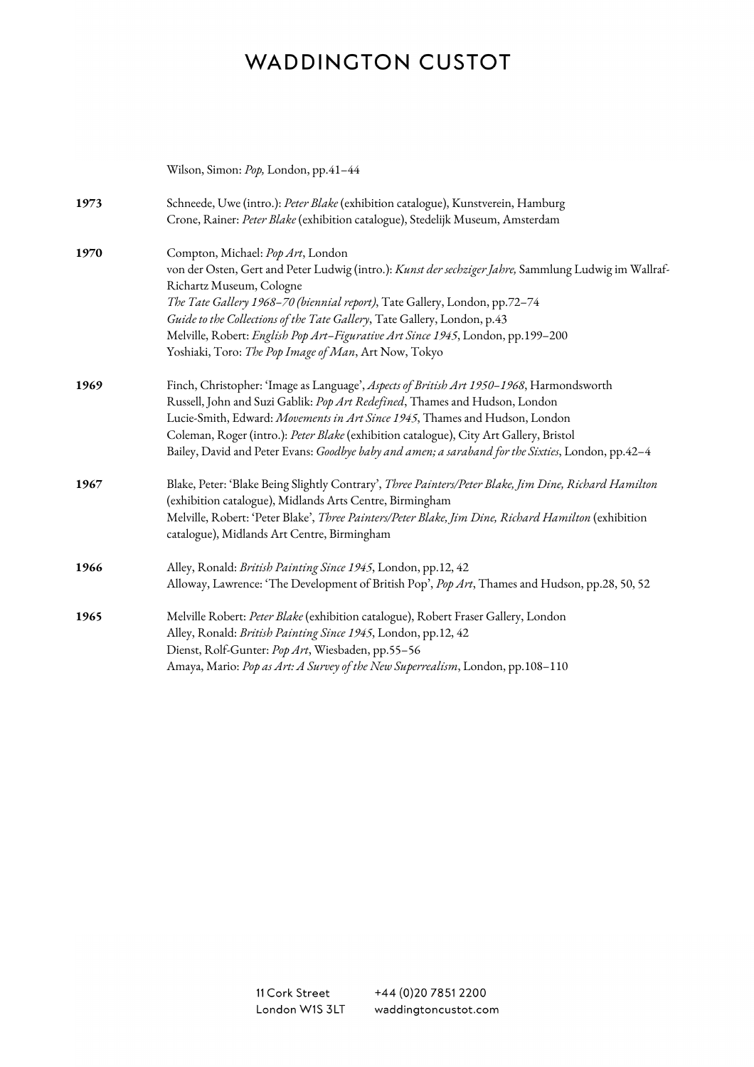Wilson, Simon: *Pop,* London, pp.41–44

**1973**

Schneede, Uwe (intro.): *Peter Blake* (exhibition catalogue), Kunstverein, Hamburg
Crone, Rainer: *Peter Blake* (exhibition catalogue), Stedelijk Museum, Amsterdam

**1970**

Compton, Michael: *Pop Art*, London
von der Osten, Gert and Peter Ludwig (intro.): *Kunst der sechziger Jahre,* Sammlung Ludwig im Wallraf-Richartz Museum, Cologne
*The Tate Gallery 1968–70 (biennial report)*, Tate Gallery, London, pp.72–74
*Guide to the Collections of the Tate Gallery*, Tate Gallery, London, p.43
Melville, Robert: *English Pop Art–Figurative Art Since 1945*, London, pp.199–200
Yoshiaki, Toro: *The Pop Image of Man*, Art Now, Tokyo

**1969**

Finch, Christopher: 'Image as Language', *Aspects of British Art 1950–1968*, Harmondsworth
Russell, John and Suzi Gablik: *Pop Art Redefined*, Thames and Hudson, London
Lucie-Smith, Edward: *Movements in Art Since 1945*, Thames and Hudson, London
Coleman, Roger (intro.): *Peter Blake* (exhibition catalogue), City Art Gallery, Bristol
Bailey, David and Peter Evans: *Goodbye baby and amen; a saraband for the Sixties*, London, pp.42–4

**1967**

Blake, Peter: 'Blake Being Slightly Contrary', *Three Painters/Peter Blake, Jim Dine, Richard Hamilton* (exhibition catalogue), Midlands Arts Centre, Birmingham
Melville, Robert: 'Peter Blake', *Three Painters/Peter Blake, Jim Dine, Richard Hamilton* (exhibition catalogue), Midlands Art Centre, Birmingham

**1966**

Alley, Ronald: *British Painting Since 1945*, London, pp.12, 42
Alloway, Lawrence: 'The Development of British Pop', *Pop Art*, Thames and Hudson, pp.28, 50, 52

**1965**

Melville Robert: *Peter Blake* (exhibition catalogue), Robert Fraser Gallery, London
Alley, Ronald: *British Painting Since 1945*, London, pp.12, 42
Dienst, Rolf-Gunter: *Pop Art*, Wiesbaden, pp.55–56
Amaya, Mario: *Pop as Art: A Survey of the New Superrealism*, London, pp.108–110